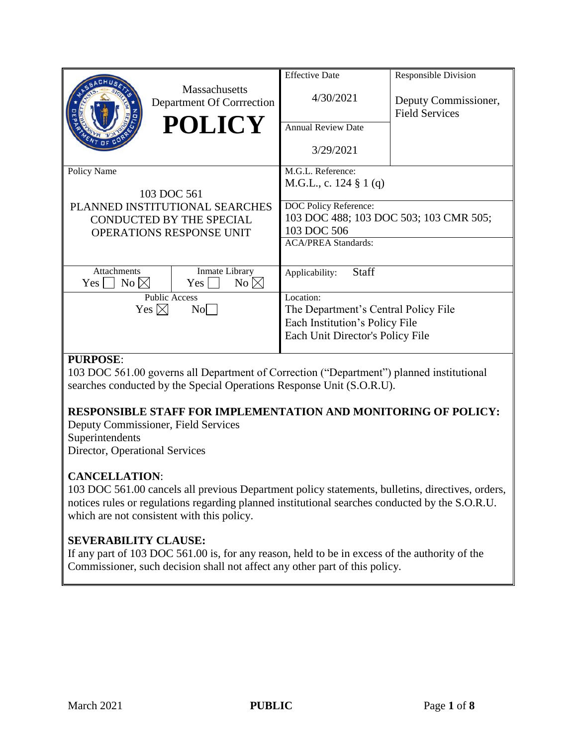| Massachusetts Department Of Correction **POLICY** | Effective Date 4/30/2021 | Responsible Division Deputy Commissioner, Field Services |
|---|---|---|
| | Annual Review Date 3/29/2021 | |
| Policy Name 103 DOC 561 PLANNED INSTITUTIONAL SEARCHES CONDUCTED BY THE SPECIAL OPERATIONS RESPONSE UNIT | M.G.L. Reference: M.G.L., c. 124 § 1 (q) | |
| | DOC Policy Reference: 103 DOC 488; 103 DOC 503; 103 CMR 505; 103 DOC 506 | |
| | ACA/PREA Standards: | |
| Attachments Yes ☐ No ☒ / Inmate Library Yes ☐ No ☒ | Applicability: Staff | |
| Public Access Yes ☒ No ☐ | Location: The Department's Central Policy File, Each Institution's Policy File, Each Unit Director's Policy File | |

**PURPOSE**:
103 DOC 561.00 governs all Department of Correction ("Department") planned institutional searches conducted by the Special Operations Response Unit (S.O.R.U).

**RESPONSIBLE STAFF FOR IMPLEMENTATION AND MONITORING OF POLICY:**
Deputy Commissioner, Field Services
Superintendents
Director, Operational Services

**CANCELLATION**:
103 DOC 561.00 cancels all previous Department policy statements, bulletins, directives, orders, notices rules or regulations regarding planned institutional searches conducted by the S.O.R.U. which are not consistent with this policy.

**SEVERABILITY CLAUSE:**
If any part of 103 DOC 561.00 is, for any reason, held to be in excess of the authority of the Commissioner, such decision shall not affect any other part of this policy.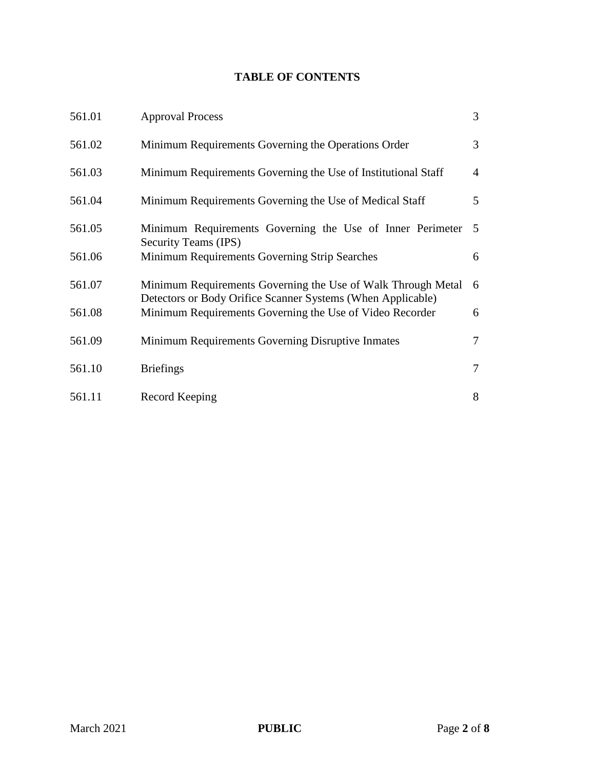## TABLE OF CONTENTS

| | | |
|---|---|---|
| 561.01 | Approval Process | 3 |
| 561.02 | Minimum Requirements Governing the Operations Order | 3 |
| 561.03 | Minimum Requirements Governing the Use of Institutional Staff | 4 |
| 561.04 | Minimum Requirements Governing the Use of Medical Staff | 5 |
| 561.05 | Minimum Requirements Governing the Use of Inner Perimeter Security Teams (IPS) | 5 |
| 561.06 | Minimum Requirements Governing Strip Searches | 6 |
| 561.07 | Minimum Requirements Governing the Use of Walk Through Metal Detectors or Body Orifice Scanner Systems (When Applicable) | 6 |
| 561.08 | Minimum Requirements Governing the Use of Video Recorder | 6 |
| 561.09 | Minimum Requirements Governing Disruptive Inmates | 7 |
| 561.10 | Briefings | 7 |
| 561.11 | Record Keeping | 8 |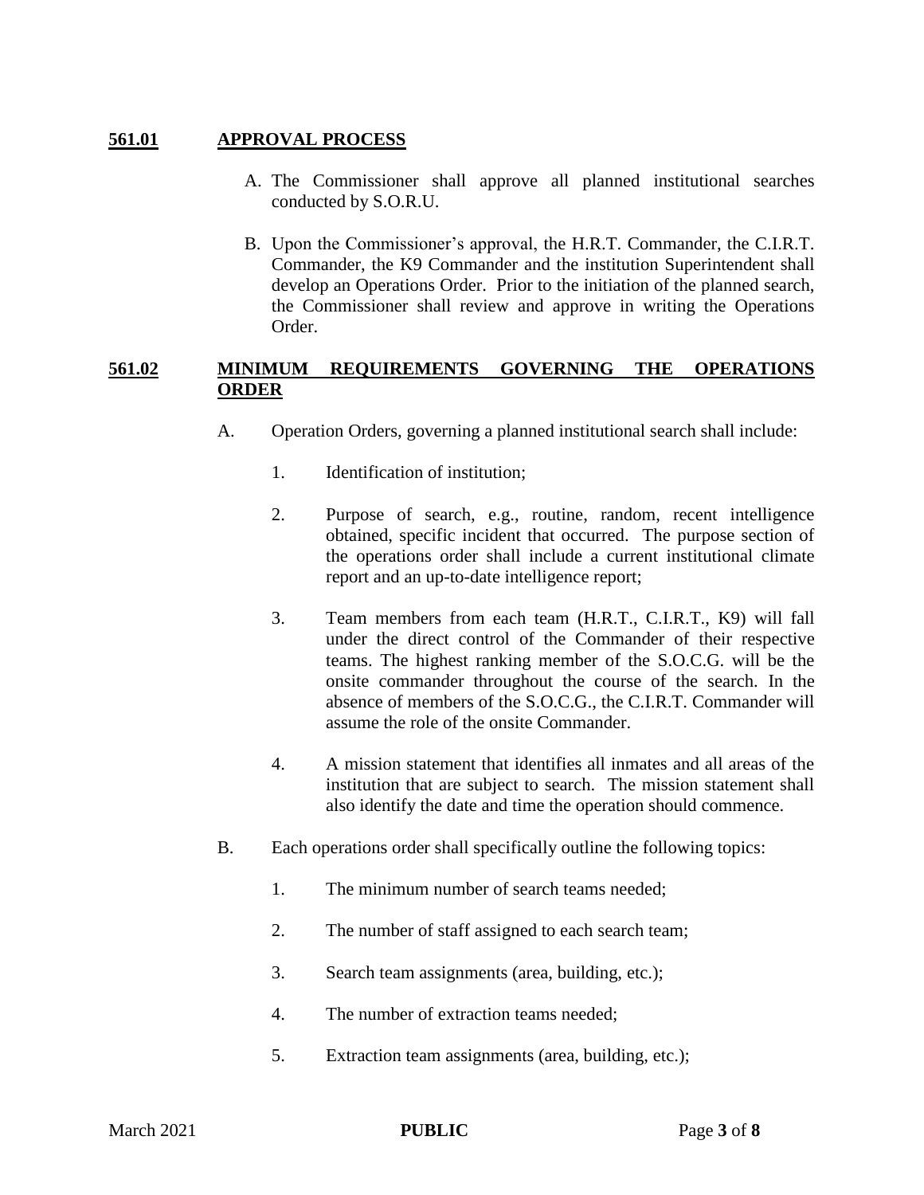## 561.01 APPROVAL PROCESS

A. The Commissioner shall approve all planned institutional searches conducted by S.O.R.U.

B. Upon the Commissioner's approval, the H.R.T. Commander, the C.I.R.T. Commander, the K9 Commander and the institution Superintendent shall develop an Operations Order. Prior to the initiation of the planned search, the Commissioner shall review and approve in writing the Operations Order.

## 561.02 MINIMUM REQUIREMENTS GOVERNING THE OPERATIONS ORDER

A. Operation Orders, governing a planned institutional search shall include:

1. Identification of institution;

2. Purpose of search, e.g., routine, random, recent intelligence obtained, specific incident that occurred. The purpose section of the operations order shall include a current institutional climate report and an up-to-date intelligence report;

3. Team members from each team (H.R.T., C.I.R.T., K9) will fall under the direct control of the Commander of their respective teams. The highest ranking member of the S.O.C.G. will be the onsite commander throughout the course of the search. In the absence of members of the S.O.C.G., the C.I.R.T. Commander will assume the role of the onsite Commander.

4. A mission statement that identifies all inmates and all areas of the institution that are subject to search. The mission statement shall also identify the date and time the operation should commence.

B. Each operations order shall specifically outline the following topics:

1. The minimum number of search teams needed;

2. The number of staff assigned to each search team;

3. Search team assignments (area, building, etc.);

4. The number of extraction teams needed;

5. Extraction team assignments (area, building, etc.);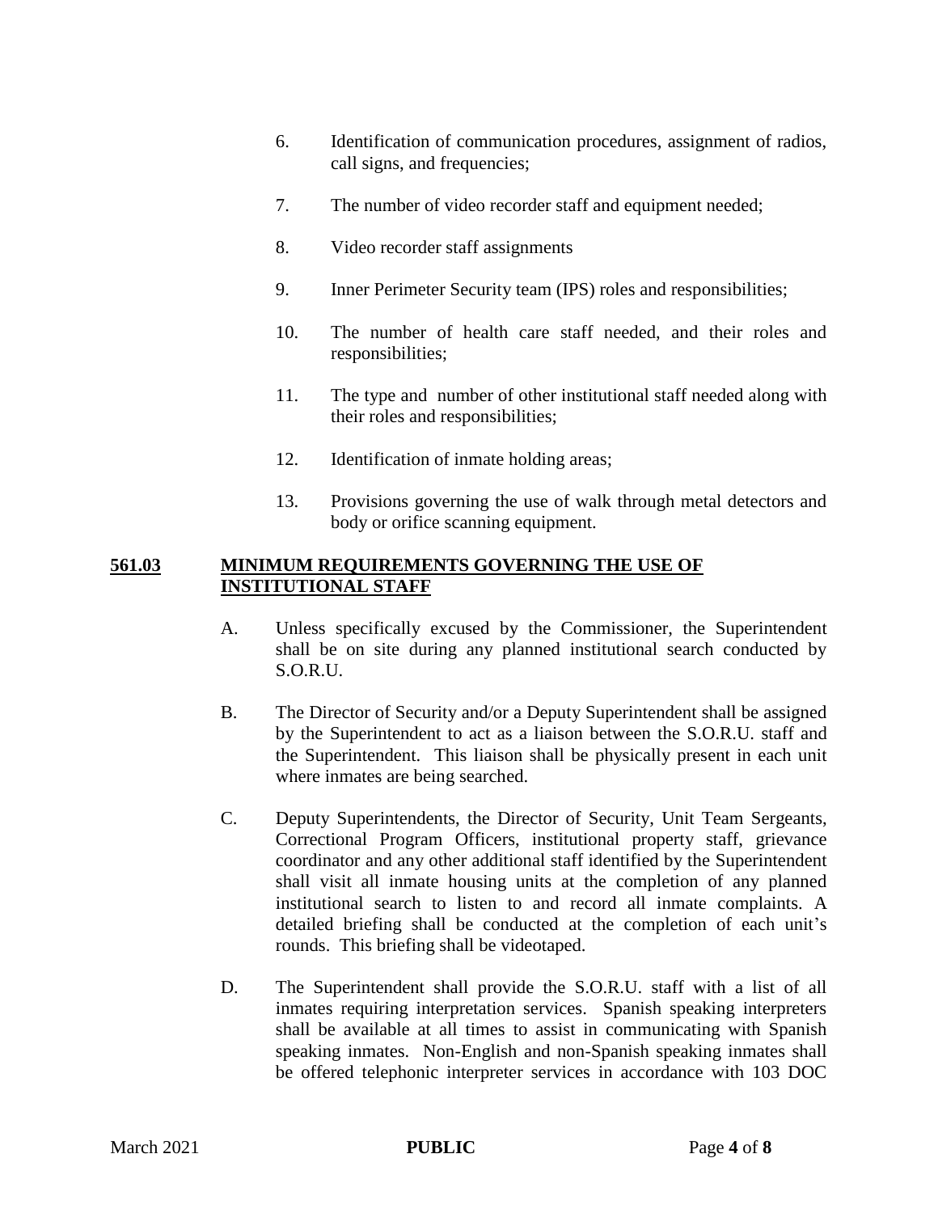6. Identification of communication procedures, assignment of radios, call signs, and frequencies;

7. The number of video recorder staff and equipment needed;

8. Video recorder staff assignments

9. Inner Perimeter Security team (IPS) roles and responsibilities;

10. The number of health care staff needed, and their roles and responsibilities;

11. The type and number of other institutional staff needed along with their roles and responsibilities;

12. Identification of inmate holding areas;

13. Provisions governing the use of walk through metal detectors and body or orifice scanning equipment.

## 561.03 MINIMUM REQUIREMENTS GOVERNING THE USE OF INSTITUTIONAL STAFF

A. Unless specifically excused by the Commissioner, the Superintendent shall be on site during any planned institutional search conducted by S.O.R.U.

B. The Director of Security and/or a Deputy Superintendent shall be assigned by the Superintendent to act as a liaison between the S.O.R.U. staff and the Superintendent. This liaison shall be physically present in each unit where inmates are being searched.

C. Deputy Superintendents, the Director of Security, Unit Team Sergeants, Correctional Program Officers, institutional property staff, grievance coordinator and any other additional staff identified by the Superintendent shall visit all inmate housing units at the completion of any planned institutional search to listen to and record all inmate complaints. A detailed briefing shall be conducted at the completion of each unit's rounds. This briefing shall be videotaped.

D. The Superintendent shall provide the S.O.R.U. staff with a list of all inmates requiring interpretation services. Spanish speaking interpreters shall be available at all times to assist in communicating with Spanish speaking inmates. Non-English and non-Spanish speaking inmates shall be offered telephonic interpreter services in accordance with 103 DOC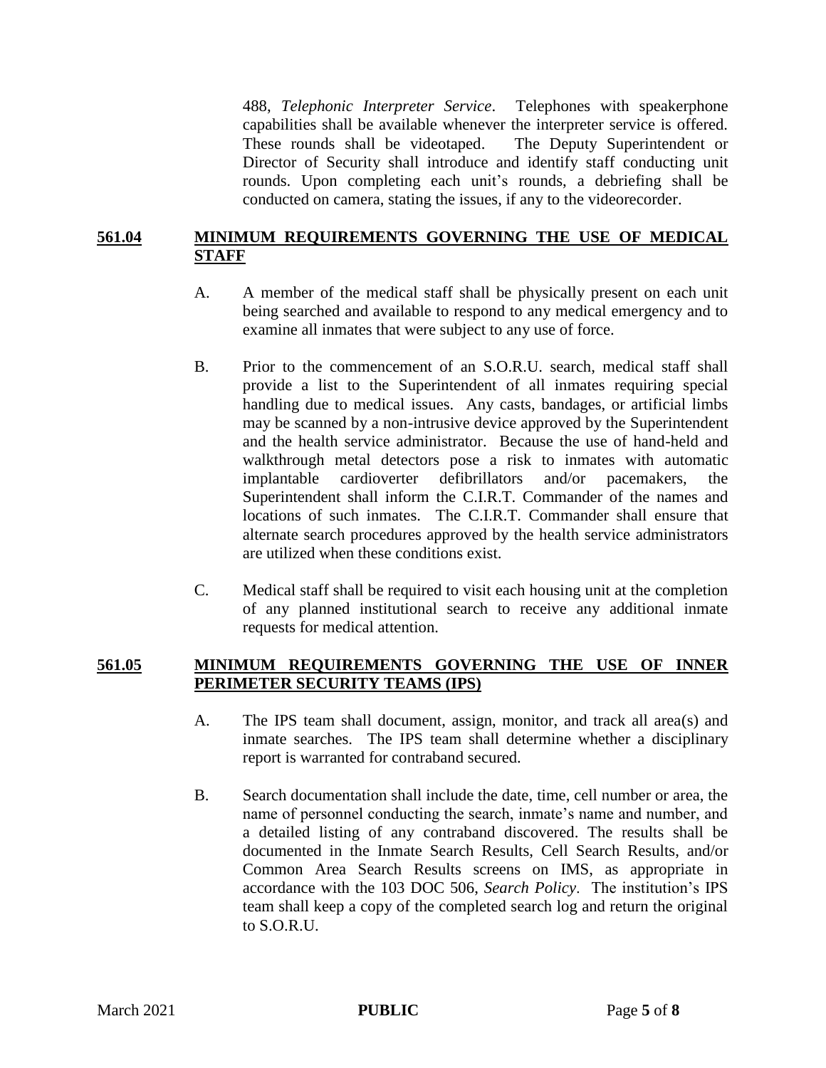488, *Telephonic Interpreter Service*. Telephones with speakerphone capabilities shall be available whenever the interpreter service is offered. These rounds shall be videotaped. The Deputy Superintendent or Director of Security shall introduce and identify staff conducting unit rounds. Upon completing each unit's rounds, a debriefing shall be conducted on camera, stating the issues, if any to the videorecorder.

## 561.04 MINIMUM REQUIREMENTS GOVERNING THE USE OF MEDICAL STAFF

A. A member of the medical staff shall be physically present on each unit being searched and available to respond to any medical emergency and to examine all inmates that were subject to any use of force.

B. Prior to the commencement of an S.O.R.U. search, medical staff shall provide a list to the Superintendent of all inmates requiring special handling due to medical issues. Any casts, bandages, or artificial limbs may be scanned by a non-intrusive device approved by the Superintendent and the health service administrator. Because the use of hand-held and walkthrough metal detectors pose a risk to inmates with automatic implantable cardioverter defibrillators and/or pacemakers, the Superintendent shall inform the C.I.R.T. Commander of the names and locations of such inmates. The C.I.R.T. Commander shall ensure that alternate search procedures approved by the health service administrators are utilized when these conditions exist.

C. Medical staff shall be required to visit each housing unit at the completion of any planned institutional search to receive any additional inmate requests for medical attention.

## 561.05 MINIMUM REQUIREMENTS GOVERNING THE USE OF INNER PERIMETER SECURITY TEAMS (IPS)

A. The IPS team shall document, assign, monitor, and track all area(s) and inmate searches. The IPS team shall determine whether a disciplinary report is warranted for contraband secured.

B. Search documentation shall include the date, time, cell number or area, the name of personnel conducting the search, inmate's name and number, and a detailed listing of any contraband discovered. The results shall be documented in the Inmate Search Results, Cell Search Results, and/or Common Area Search Results screens on IMS, as appropriate in accordance with the 103 DOC 506, *Search Policy*. The institution's IPS team shall keep a copy of the completed search log and return the original to S.O.R.U.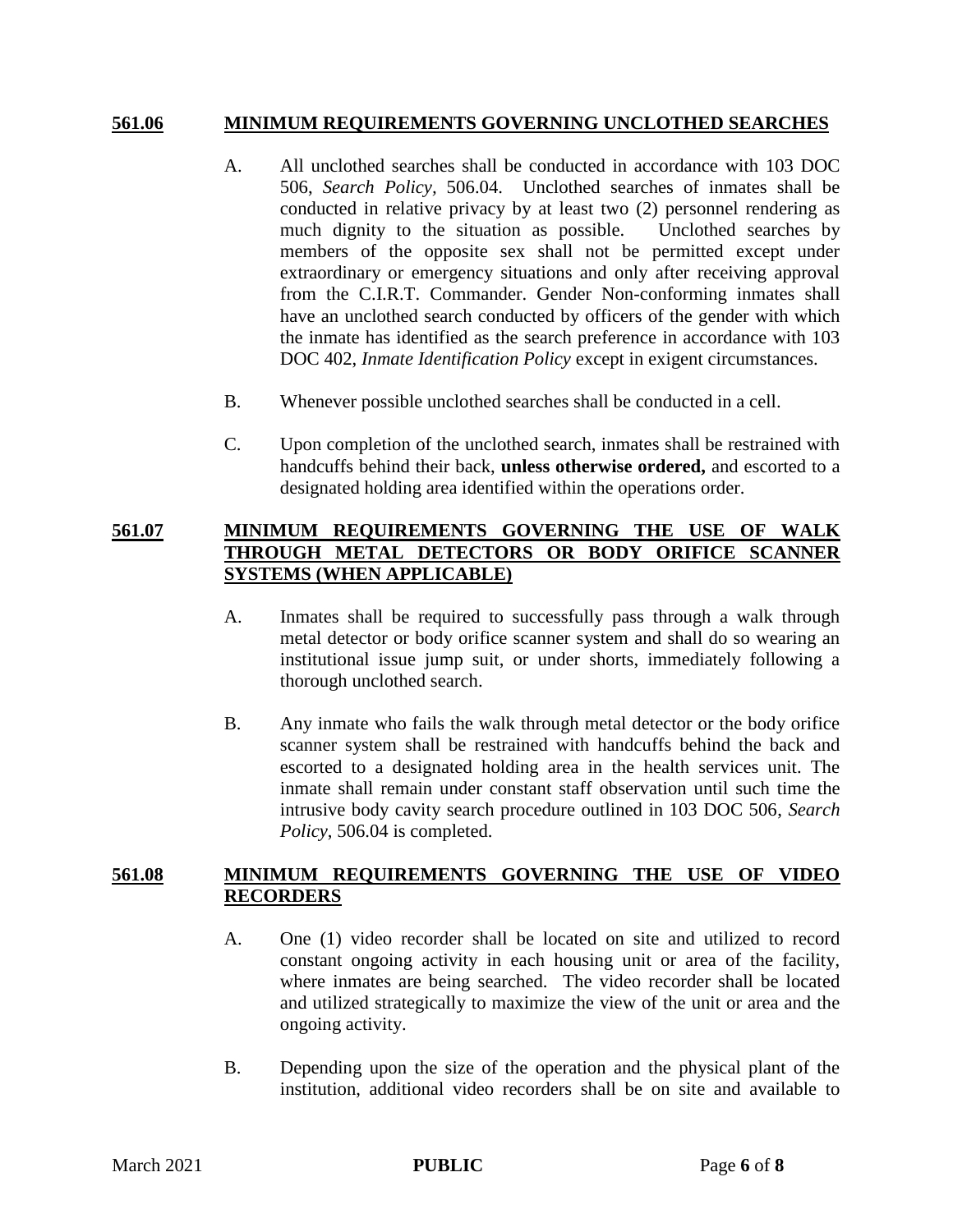## 561.06 MINIMUM REQUIREMENTS GOVERNING UNCLOTHED SEARCHES

A. All unclothed searches shall be conducted in accordance with 103 DOC 506, *Search Policy*, 506.04. Unclothed searches of inmates shall be conducted in relative privacy by at least two (2) personnel rendering as much dignity to the situation as possible. Unclothed searches by members of the opposite sex shall not be permitted except under extraordinary or emergency situations and only after receiving approval from the C.I.R.T. Commander. Gender Non-conforming inmates shall have an unclothed search conducted by officers of the gender with which the inmate has identified as the search preference in accordance with 103 DOC 402, *Inmate Identification Policy* except in exigent circumstances.

B. Whenever possible unclothed searches shall be conducted in a cell.

C. Upon completion of the unclothed search, inmates shall be restrained with handcuffs behind their back, **unless otherwise ordered,** and escorted to a designated holding area identified within the operations order.

## 561.07 MINIMUM REQUIREMENTS GOVERNING THE USE OF WALK THROUGH METAL DETECTORS OR BODY ORIFICE SCANNER SYSTEMS (WHEN APPLICABLE)

A. Inmates shall be required to successfully pass through a walk through metal detector or body orifice scanner system and shall do so wearing an institutional issue jump suit, or under shorts, immediately following a thorough unclothed search.

B. Any inmate who fails the walk through metal detector or the body orifice scanner system shall be restrained with handcuffs behind the back and escorted to a designated holding area in the health services unit. The inmate shall remain under constant staff observation until such time the intrusive body cavity search procedure outlined in 103 DOC 506, *Search Policy*, 506.04 is completed.

## 561.08 MINIMUM REQUIREMENTS GOVERNING THE USE OF VIDEO RECORDERS

A. One (1) video recorder shall be located on site and utilized to record constant ongoing activity in each housing unit or area of the facility, where inmates are being searched. The video recorder shall be located and utilized strategically to maximize the view of the unit or area and the ongoing activity.

B. Depending upon the size of the operation and the physical plant of the institution, additional video recorders shall be on site and available to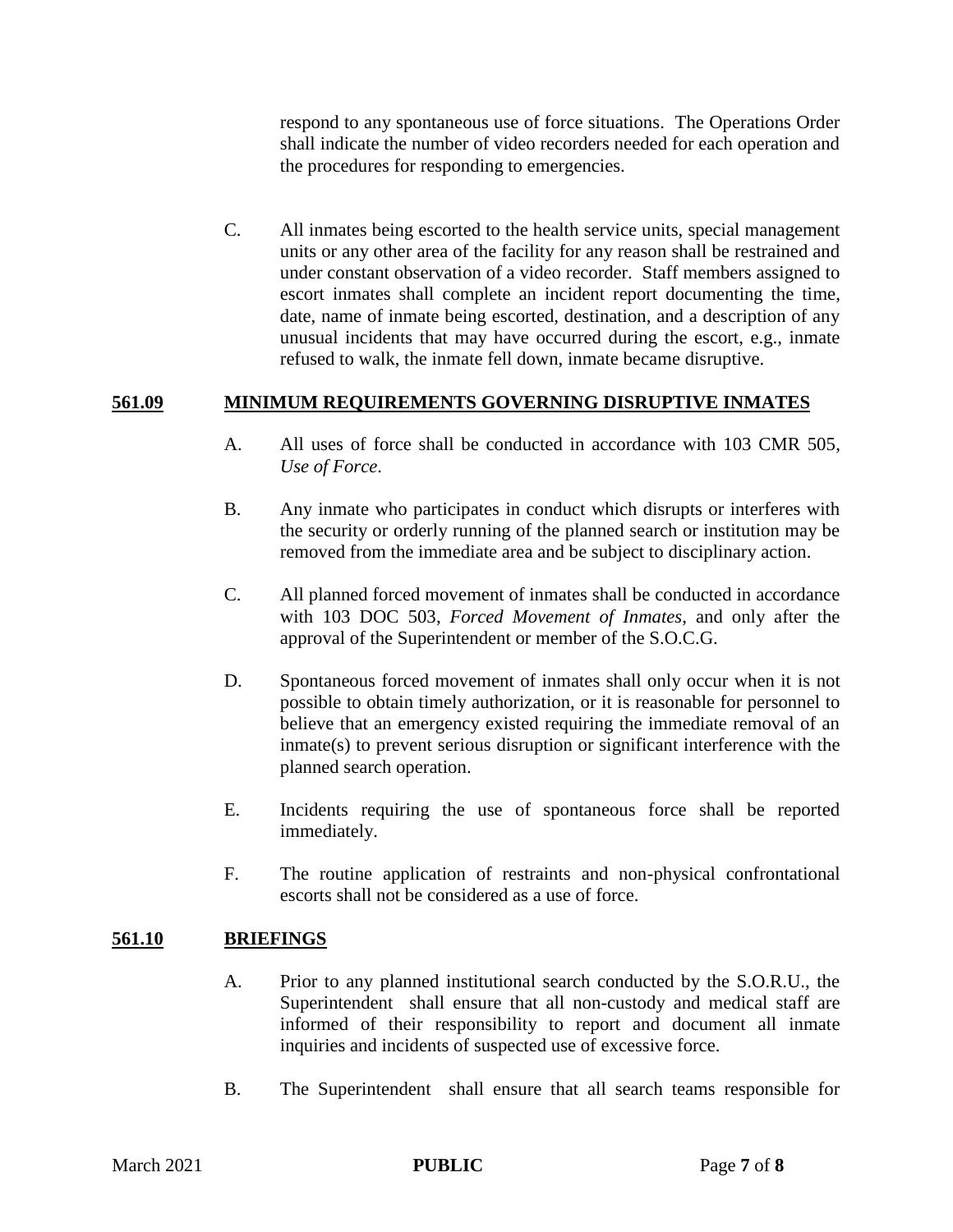respond to any spontaneous use of force situations. The Operations Order shall indicate the number of video recorders needed for each operation and the procedures for responding to emergencies.

C. All inmates being escorted to the health service units, special management units or any other area of the facility for any reason shall be restrained and under constant observation of a video recorder. Staff members assigned to escort inmates shall complete an incident report documenting the time, date, name of inmate being escorted, destination, and a description of any unusual incidents that may have occurred during the escort, e.g., inmate refused to walk, the inmate fell down, inmate became disruptive.

## 561.09 MINIMUM REQUIREMENTS GOVERNING DISRUPTIVE INMATES

A. All uses of force shall be conducted in accordance with 103 CMR 505, *Use of Force*.

B. Any inmate who participates in conduct which disrupts or interferes with the security or orderly running of the planned search or institution may be removed from the immediate area and be subject to disciplinary action.

C. All planned forced movement of inmates shall be conducted in accordance with 103 DOC 503, *Forced Movement of Inmates*, and only after the approval of the Superintendent or member of the S.O.C.G.

D. Spontaneous forced movement of inmates shall only occur when it is not possible to obtain timely authorization, or it is reasonable for personnel to believe that an emergency existed requiring the immediate removal of an inmate(s) to prevent serious disruption or significant interference with the planned search operation.

E. Incidents requiring the use of spontaneous force shall be reported immediately.

F. The routine application of restraints and non-physical confrontational escorts shall not be considered as a use of force.

## 561.10 BRIEFINGS

A. Prior to any planned institutional search conducted by the S.O.R.U., the Superintendent shall ensure that all non-custody and medical staff are informed of their responsibility to report and document all inmate inquiries and incidents of suspected use of excessive force.

B. The Superintendent shall ensure that all search teams responsible for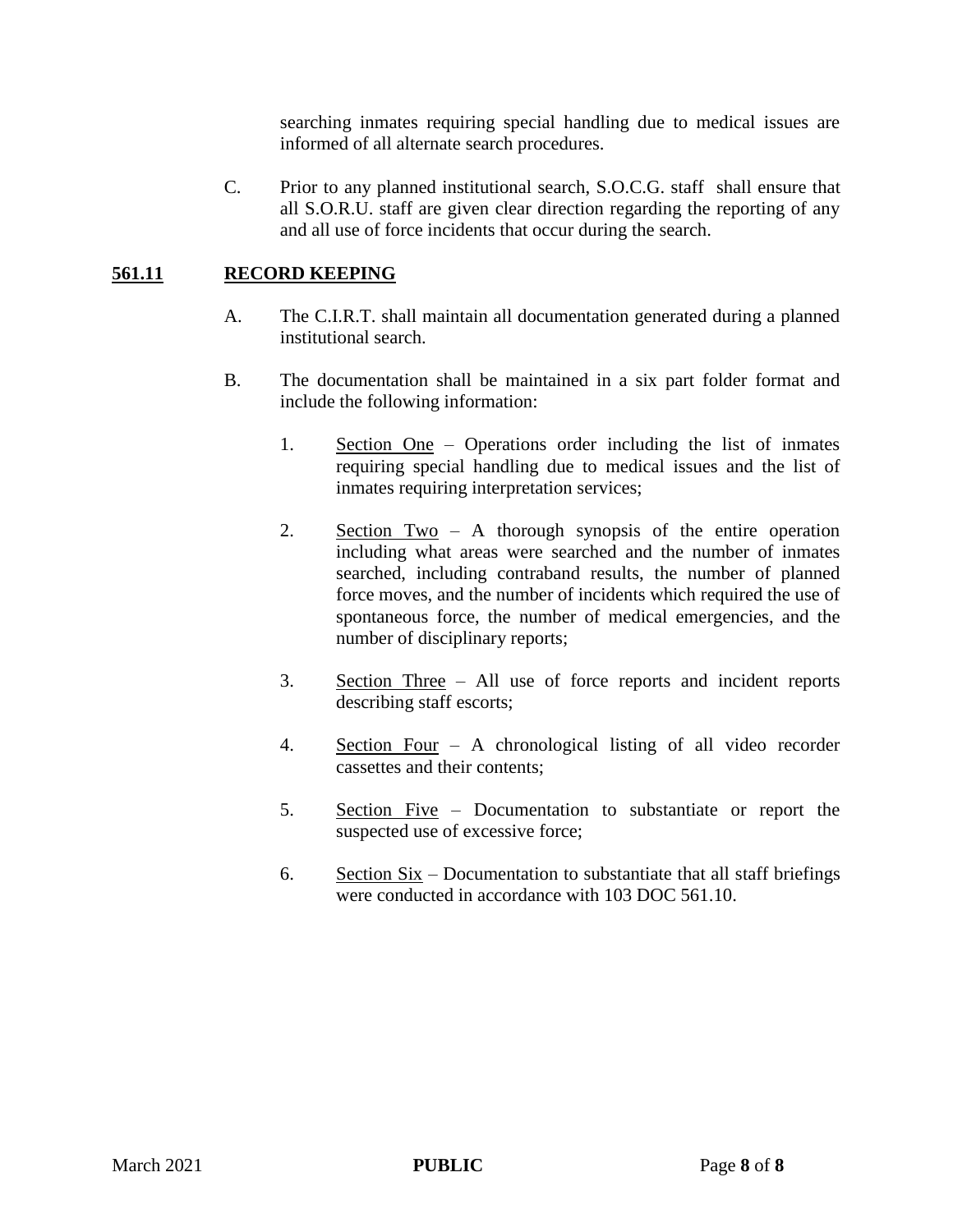searching inmates requiring special handling due to medical issues are informed of all alternate search procedures.

C. Prior to any planned institutional search, S.O.C.G. staff shall ensure that all S.O.R.U. staff are given clear direction regarding the reporting of any and all use of force incidents that occur during the search.

## 561.11 RECORD KEEPING

A. The C.I.R.T. shall maintain all documentation generated during a planned institutional search.

B. The documentation shall be maintained in a six part folder format and include the following information:

1. Section One – Operations order including the list of inmates requiring special handling due to medical issues and the list of inmates requiring interpretation services;

2. Section Two – A thorough synopsis of the entire operation including what areas were searched and the number of inmates searched, including contraband results, the number of planned force moves, and the number of incidents which required the use of spontaneous force, the number of medical emergencies, and the number of disciplinary reports;

3. Section Three – All use of force reports and incident reports describing staff escorts;

4. Section Four – A chronological listing of all video recorder cassettes and their contents;

5. Section Five – Documentation to substantiate or report the suspected use of excessive force;

6. Section Six – Documentation to substantiate that all staff briefings were conducted in accordance with 103 DOC 561.10.